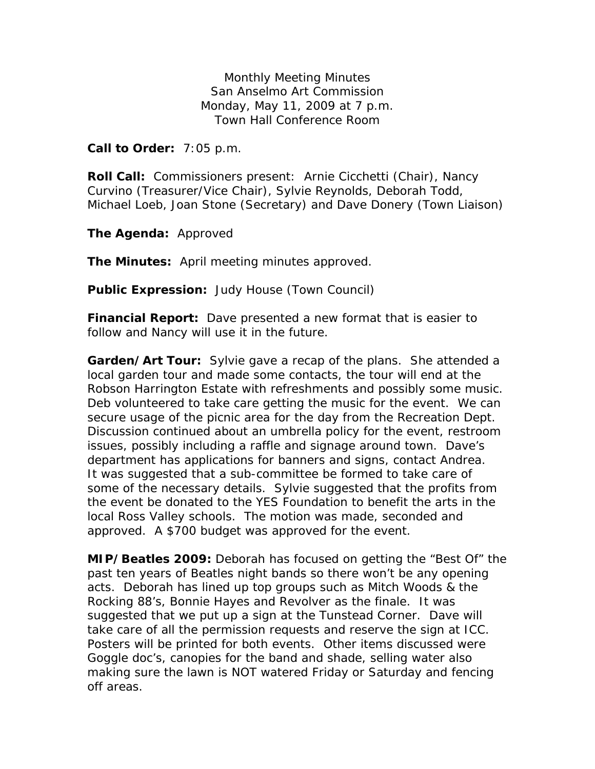Monthly Meeting Minutes
San Anselmo Art Commission
Monday, May 11, 2009 at 7 p.m.
Town Hall Conference Room

**Call to Order:** 7:05 p.m.

**Roll Call:** Commissioners present: Arnie Cicchetti (Chair), Nancy Curvino (Treasurer/Vice Chair), Sylvie Reynolds, Deborah Todd, Michael Loeb, Joan Stone (Secretary) and Dave Donery (Town Liaison)

**The Agenda:** Approved

**The Minutes:** April meeting minutes approved.

**Public Expression:** Judy House (Town Council)

**Financial Report:** Dave presented a new format that is easier to follow and Nancy will use it in the future.

**Garden/Art Tour:** Sylvie gave a recap of the plans. She attended a local garden tour and made some contacts, the tour will end at the Robson Harrington Estate with refreshments and possibly some music. Deb volunteered to take care getting the music for the event. We can secure usage of the picnic area for the day from the Recreation Dept. Discussion continued about an umbrella policy for the event, restroom issues, possibly including a raffle and signage around town. Dave's department has applications for banners and signs, contact Andrea. It was suggested that a sub-committee be formed to take care of some of the necessary details. Sylvie suggested that the profits from the event be donated to the YES Foundation to benefit the arts in the local Ross Valley schools. The motion was made, seconded and approved. A $700 budget was approved for the event.

**MIP/Beatles 2009:** Deborah has focused on getting the "Best Of" the past ten years of Beatles night bands so there won't be any opening acts. Deborah has lined up top groups such as Mitch Woods & the Rocking 88's, Bonnie Hayes and Revolver as the finale. It was suggested that we put up a sign at the Tunstead Corner. Dave will take care of all the permission requests and reserve the sign at ICC. Posters will be printed for both events. Other items discussed were Goggle doc's, canopies for the band and shade, selling water also making sure the lawn is NOT watered Friday or Saturday and fencing off areas.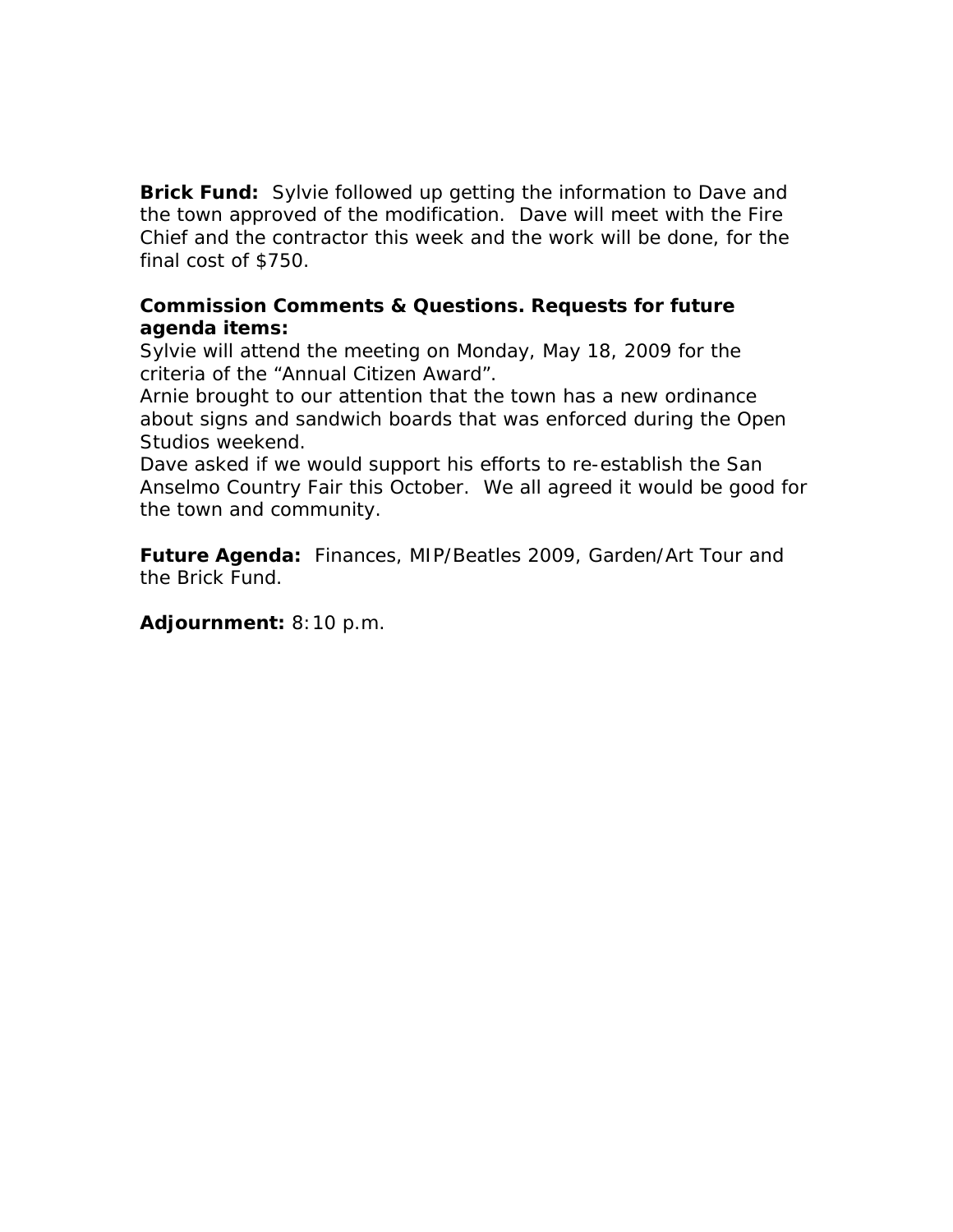**Brick Fund:** Sylvie followed up getting the information to Dave and the town approved of the modification. Dave will meet with the Fire Chief and the contractor this week and the work will be done, for the final cost of $750.

**Commission Comments & Questions. Requests for future agenda items:**
Sylvie will attend the meeting on Monday, May 18, 2009 for the criteria of the "Annual Citizen Award".
Arnie brought to our attention that the town has a new ordinance about signs and sandwich boards that was enforced during the Open Studios weekend.
Dave asked if we would support his efforts to re-establish the San Anselmo Country Fair this October. We all agreed it would be good for the town and community.

**Future Agenda:** Finances, MIP/Beatles 2009, Garden/Art Tour and the Brick Fund.

**Adjournment:** 8:10 p.m.